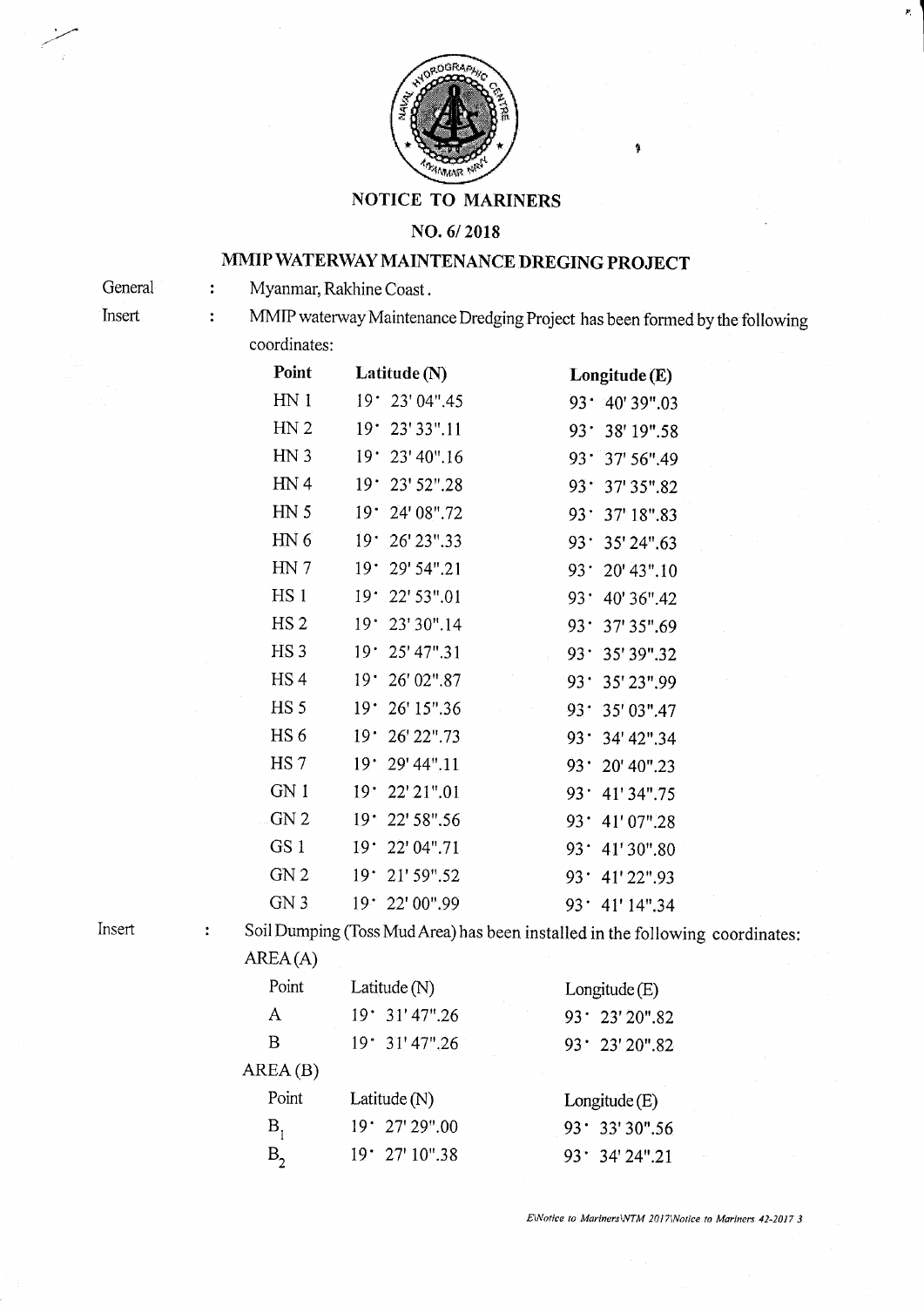# NOTICE TO MARINERS

## NO. 6/ 2018

## MMIP WATERWAY MAINTENANCE DREGING PROJECT

General : Myanmar, Rakhine Coast.

Insert : MMIP waterway Maintenance Dredging Project has been formed by the following coordinates:

| Point | Latitude (N) | Longitude (E) |
|---|---|---|
| HN 1 | 19° 23' 04".45 | 93° 40' 39".03 |
| HN 2 | 19° 23' 33".11 | 93° 38' 19".58 |
| HN 3 | 19° 23' 40".16 | 93° 37' 56".49 |
| HN 4 | 19° 23' 52".28 | 93° 37' 35".82 |
| HN 5 | 19° 24' 08".72 | 93° 37' 18".83 |
| HN 6 | 19° 26' 23".33 | 93° 35' 24".63 |
| HN 7 | 19° 29' 54".21 | 93° 20' 43".10 |
| HS 1 | 19° 22' 53".01 | 93° 40' 36".42 |
| HS 2 | 19° 23' 30".14 | 93° 37' 35".69 |
| HS 3 | 19° 25' 47".31 | 93° 35' 39".32 |
| HS 4 | 19° 26' 02".87 | 93° 35' 23".99 |
| HS 5 | 19° 26' 15".36 | 93° 35' 03".47 |
| HS 6 | 19° 26' 22".73 | 93° 34' 42".34 |
| HS 7 | 19° 29' 44".11 | 93° 20' 40".23 |
| GN 1 | 19° 22' 21".01 | 93° 41' 34".75 |
| GN 2 | 19° 22' 58".56 | 93° 41' 07".28 |
| GS 1 | 19° 22' 04".71 | 93° 41' 30".80 |
| GN 2 | 19° 21' 59".52 | 93° 41' 22".93 |
| GN 3 | 19° 22' 00".99 | 93° 41' 14".34 |

Insert : Soil Dumping (Toss Mud Area) has been installed in the following coordinates:

AREA (A)

| Point | Latitude (N) | Longitude (E) |
|---|---|---|
| A | 19° 31' 47".26 | 93° 23' 20".82 |
| B | 19° 31' 47".26 | 93° 23' 20".82 |

AREA (B)

| Point | Latitude (N) | Longitude (E) |
|---|---|---|
| $B_1$ | 19° 27' 29".00 | 93° 33' 30".56 |
| $B_2$ | 19° 27' 10".38 | 93° 34' 24".21 |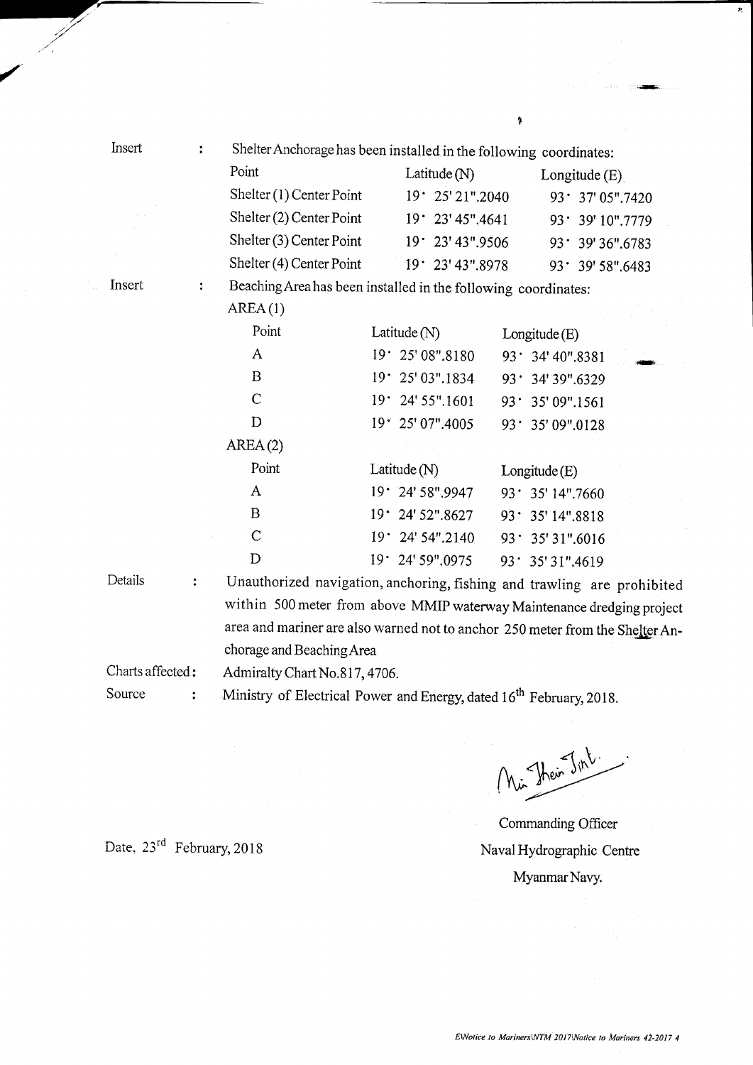Insert : Shelter Anchorage has been installed in the following coordinates:

| Point | Latitude (N) | Longitude (E) |
|---|---|---|
| Shelter (1) Center Point | 19° 25' 21".2040 | 93° 37' 05".7420 |
| Shelter (2) Center Point | 19° 23' 45".4641 | 93° 39' 10".7779 |
| Shelter (3) Center Point | 19° 23' 43".9506 | 93° 39' 36".6783 |
| Shelter (4) Center Point | 19° 23' 43".8978 | 93° 39' 58".6483 |

Insert : Beaching Area has been installed in the following coordinates:

AREA (1)

| Point | Latitude (N) | Longitude (E) |
|---|---|---|
| A | 19° 25' 08".8180 | 93° 34' 40".8381 |
| B | 19° 25' 03".1834 | 93° 34' 39".6329 |
| C | 19° 24' 55".1601 | 93° 35' 09".1561 |
| D | 19° 25' 07".4005 | 93° 35' 09".0128 |

AREA (2)

| Point | Latitude (N) | Longitude (E) |
|---|---|---|
| A | 19° 24' 58".9947 | 93° 35' 14".7660 |
| B | 19° 24' 52".8627 | 93° 35' 14".8818 |
| C | 19° 24' 54".2140 | 93° 35' 31".6016 |
| D | 19° 24' 59".0975 | 93° 35' 31".4619 |

Details : Unauthorized navigation, anchoring, fishing and trawling are prohibited within 500 meter from above MMIP waterway Maintenance dredging project area and mariner are also warned not to anchor 250 meter from the Shelter Anchorage and Beaching Area

Charts affected : Admiralty Chart No.817, 4706.

Source : Ministry of Electrical Power and Energy, dated 16th February, 2018.

Date, 23rd February, 2018

Commanding Officer
Naval Hydrographic Centre
Myanmar Navy.